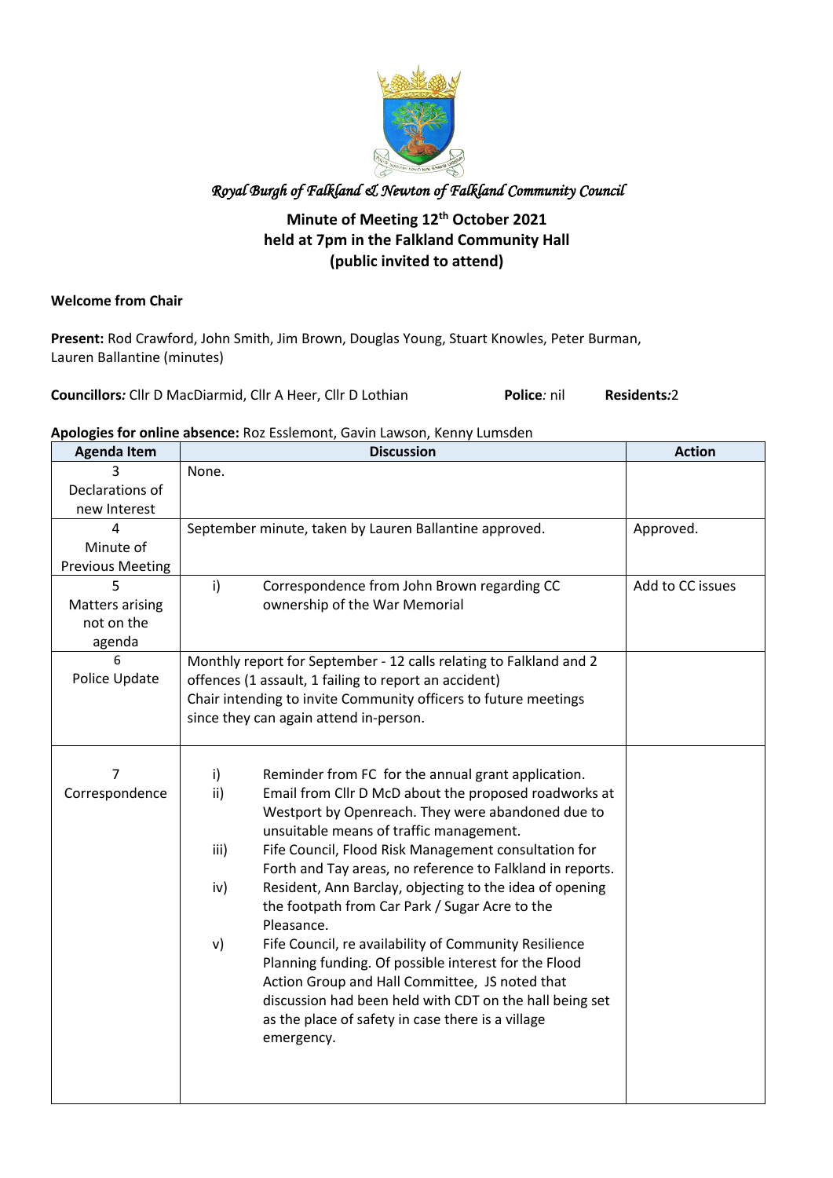*Royal Burgh of Falkland & Newton of Falkland Community Council*

**Minute of Meeting 12th October 2021**
**held at 7pm in the Falkland Community Hall**
**(public invited to attend)**

**Welcome from Chair**

**Present:** Rod Crawford, John Smith, Jim Brown, Douglas Young, Stuart Knowles, Peter Burman, Lauren Ballantine (minutes)

**Councillors:** Cllr D MacDiarmid, Cllr A Heer, Cllr D Lothian **Police:** nil **Residents:** 2

**Apologies for online absence:** Roz Esslemont, Gavin Lawson, Kenny Lumsden

| Agenda Item | Discussion | Action |
|---|---|---|
| 3 Declarations of new Interest | None. | |
| 4 Minute of Previous Meeting | September minute, taken by Lauren Ballantine approved. | Approved. |
| 5 Matters arising not on the agenda | i) Correspondence from John Brown regarding CC ownership of the War Memorial | Add to CC issues |
| 6 Police Update | Monthly report for September - 12 calls relating to Falkland and 2 offences (1 assault, 1 failing to report an accident)<br>Chair intending to invite Community officers to future meetings since they can again attend in-person. | |
| 7 Correspondence | i) Reminder from FC for the annual grant application.<br>ii) Email from Cllr D McD about the proposed roadworks at Westport by Openreach. They were abandoned due to unsuitable means of traffic management.<br>iii) Fife Council, Flood Risk Management consultation for Forth and Tay areas, no reference to Falkland in reports.<br>iv) Resident, Ann Barclay, objecting to the idea of opening the footpath from Car Park / Sugar Acre to the Pleasance.<br>v) Fife Council, re availability of Community Resilience Planning funding. Of possible interest for the Flood Action Group and Hall Committee, JS noted that discussion had been held with CDT on the hall being set as the place of safety in case there is a village emergency. | |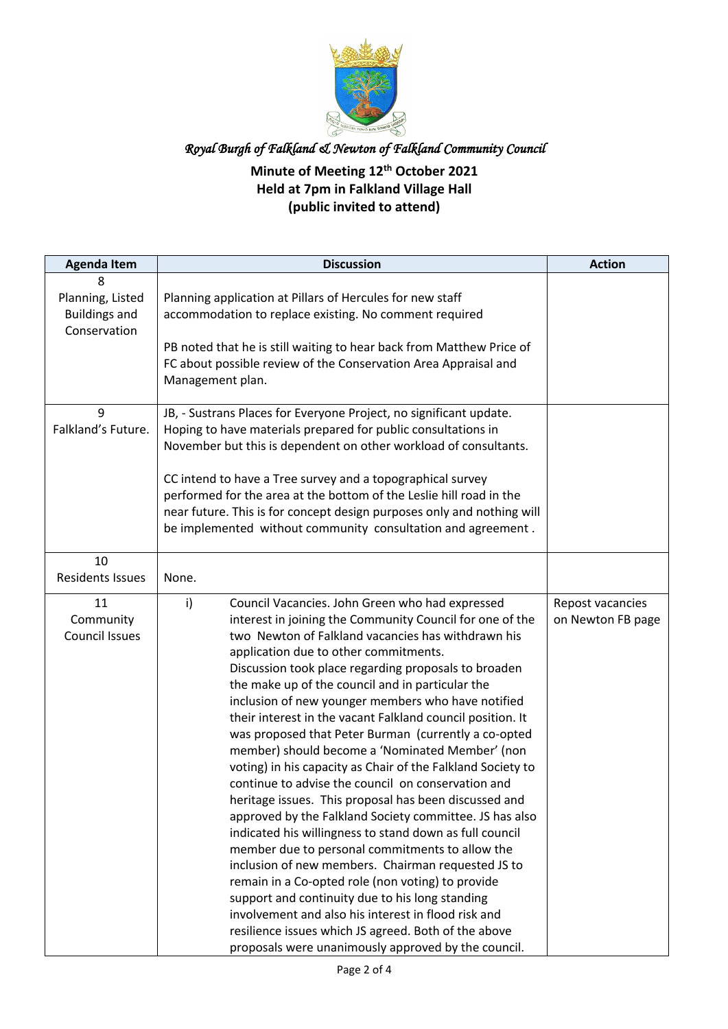*Royal Burgh of Falkland & Newton of Falkland Community Council*

**Minute of Meeting 12th October 2021**
**Held at 7pm in Falkland Village Hall**
**(public invited to attend)**

| Agenda Item | Discussion | Action |
|---|---|---|
| 8<br>Planning, Listed Buildings and Conservation | Planning application at Pillars of Hercules for new staff accommodation to replace existing. No comment required<br><br>PB noted that he is still waiting to hear back from Matthew Price of FC about possible review of the Conservation Area Appraisal and Management plan. | |
| 9<br>Falkland's Future. | JB, - Sustrans Places for Everyone Project, no significant update. Hoping to have materials prepared for public consultations in November but this is dependent on other workload of consultants.<br><br>CC intend to have a Tree survey and a topographical survey performed for the area at the bottom of the Leslie hill road in the near future. This is for concept design purposes only and nothing will be implemented without community consultation and agreement . | |
| 10<br>Residents Issues | None. | |
| 11<br>Community Council Issues | i) Council Vacancies. John Green who had expressed interest in joining the Community Council for one of the two Newton of Falkland vacancies has withdrawn his application due to other commitments.<br>Discussion took place regarding proposals to broaden the make up of the council and in particular the inclusion of new younger members who have notified their interest in the vacant Falkland council position. It was proposed that Peter Burman (currently a co-opted member) should become a 'Nominated Member' (non voting) in his capacity as Chair of the Falkland Society to continue to advise the council on conservation and heritage issues. This proposal has been discussed and approved by the Falkland Society committee. JS has also indicated his willingness to stand down as full council member due to personal commitments to allow the inclusion of new members. Chairman requested JS to remain in a Co-opted role (non voting) to provide support and continuity due to his long standing involvement and also his interest in flood risk and resilience issues which JS agreed. Both of the above proposals were unanimously approved by the council. | Repost vacancies on Newton FB page |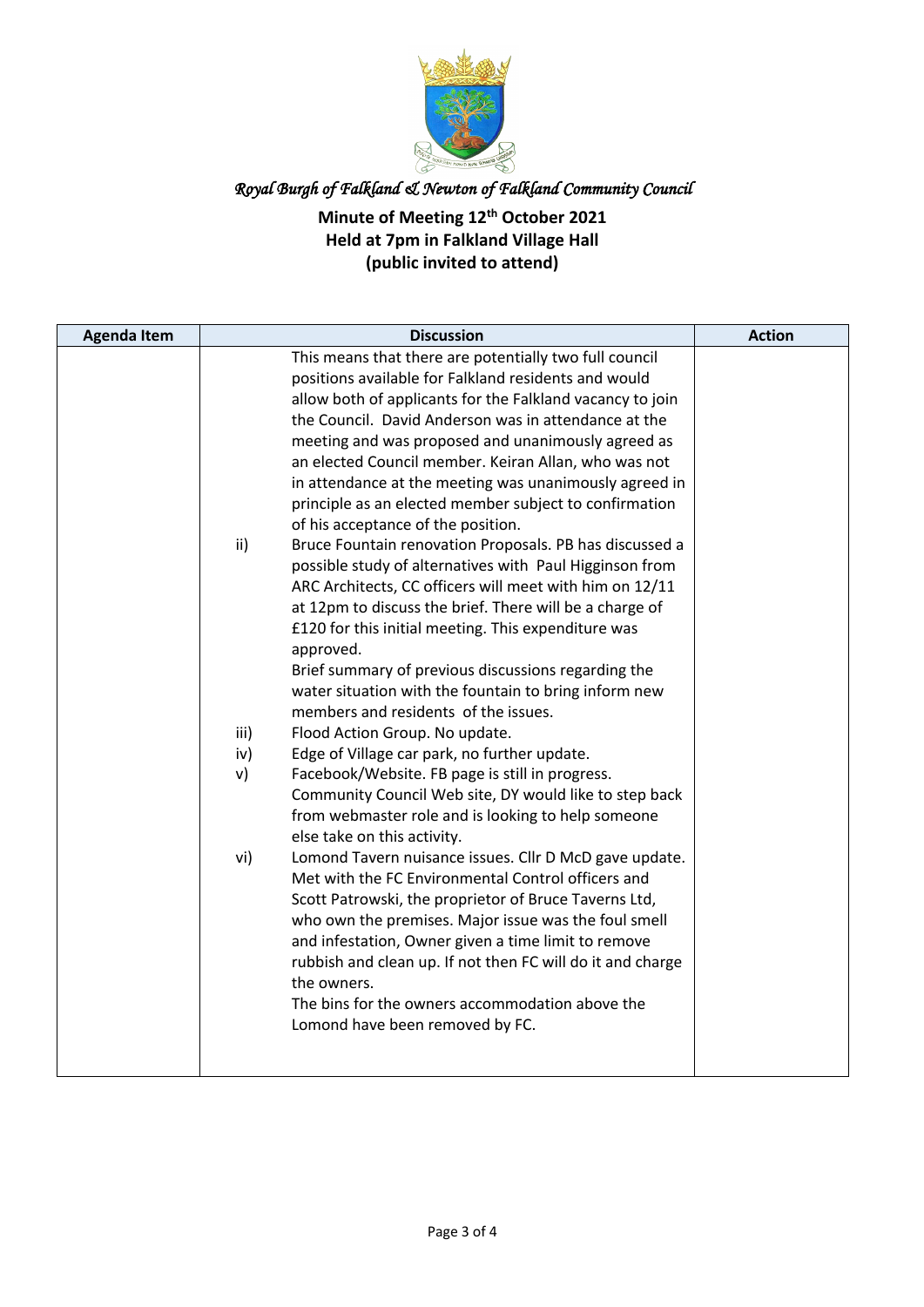*Royal Burgh of Falkland & Newton of Falkland Community Council*

**Minute of Meeting 12th October 2021**
**Held at 7pm in Falkland Village Hall**
**(public invited to attend)**

| Agenda Item | Discussion | Action |
|---|---|---|
| | This means that there are potentially two full council positions available for Falkland residents and would allow both of applicants for the Falkland vacancy to join the Council. David Anderson was in attendance at the meeting and was proposed and unanimously agreed as an elected Council member. Keiran Allan, who was not in attendance at the meeting was unanimously agreed in principle as an elected member subject to confirmation of his acceptance of the position. | |
| | ii) Bruce Fountain renovation Proposals. PB has discussed a possible study of alternatives with Paul Higginson from ARC Architects, CC officers will meet with him on 12/11 at 12pm to discuss the brief. There will be a charge of £120 for this initial meeting. This expenditure was approved.<br>Brief summary of previous discussions regarding the water situation with the fountain to bring inform new members and residents of the issues. | |
| | iii) Flood Action Group. No update. | |
| | iv) Edge of Village car park, no further update. | |
| | v) Facebook/Website. FB page is still in progress. Community Council Web site, DY would like to step back from webmaster role and is looking to help someone else take on this activity. | |
| | vi) Lomond Tavern nuisance issues. Cllr D McD gave update. Met with the FC Environmental Control officers and Scott Patrowski, the proprietor of Bruce Taverns Ltd, who own the premises. Major issue was the foul smell and infestation, Owner given a time limit to remove rubbish and clean up. If not then FC will do it and charge the owners.<br>The bins for the owners accommodation above the Lomond have been removed by FC. | |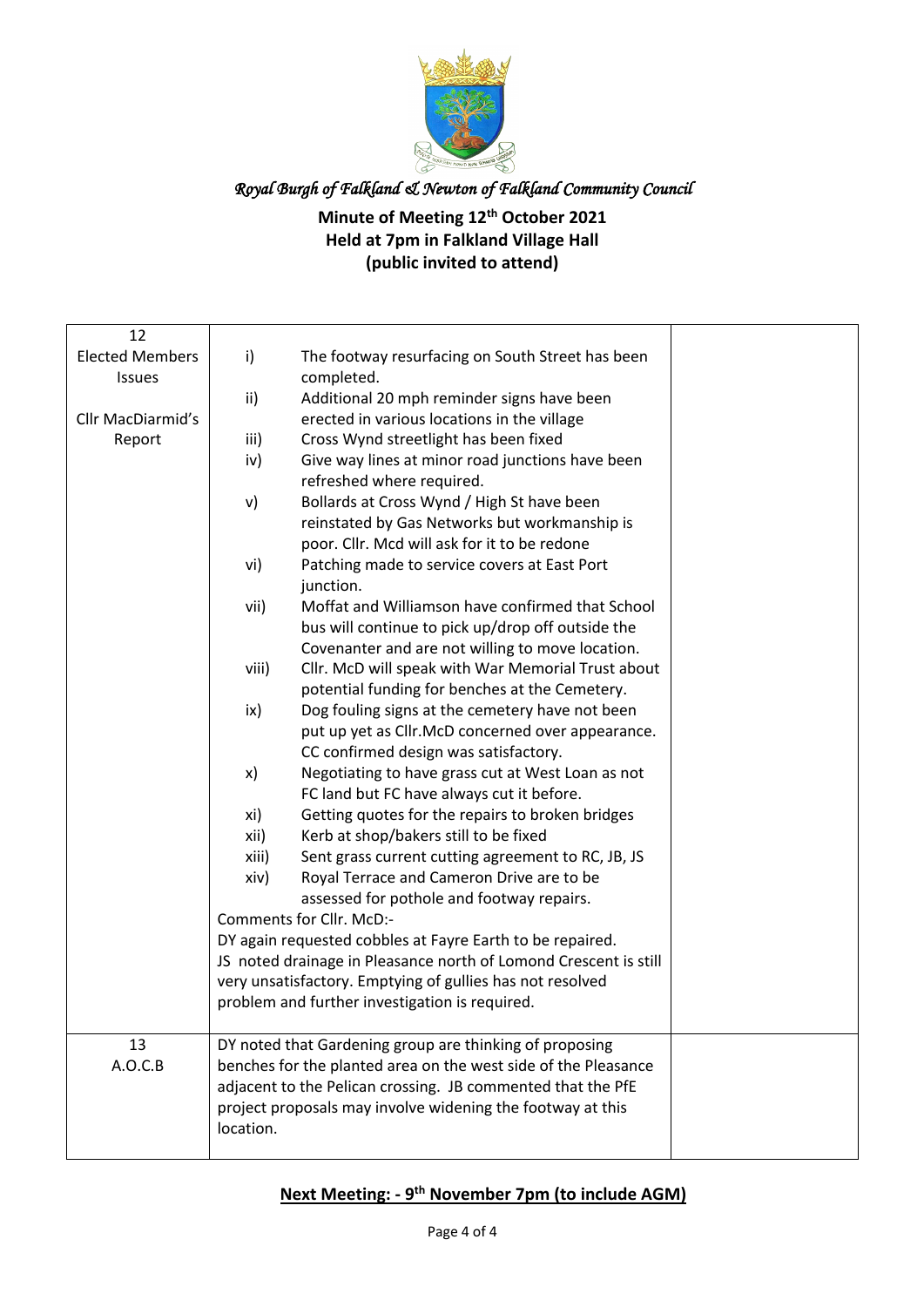*Royal Burgh of Falkland & Newton of Falkland Community Council*

**Minute of Meeting 12th October 2021**
**Held at 7pm in Falkland Village Hall**
**(public invited to attend)**

| | | |
|---|---|---|
| 12<br>Elected Members Issues<br><br>Cllr MacDiarmid's Report | i) The footway resurfacing on South Street has been completed.<br>ii) Additional 20 mph reminder signs have been erected in various locations in the village<br>iii) Cross Wynd streetlight has been fixed<br>iv) Give way lines at minor road junctions have been refreshed where required.<br>v) Bollards at Cross Wynd / High St have been reinstated by Gas Networks but workmanship is poor. Cllr. Mcd will ask for it to be redone<br>vi) Patching made to service covers at East Port junction.<br>vii) Moffat and Williamson have confirmed that School bus will continue to pick up/drop off outside the Covenanter and are not willing to move location.<br>viii) Cllr. McD will speak with War Memorial Trust about potential funding for benches at the Cemetery.<br>ix) Dog fouling signs at the cemetery have not been put up yet as Cllr.McD concerned over appearance. CC confirmed design was satisfactory.<br>x) Negotiating to have grass cut at West Loan as not FC land but FC have always cut it before.<br>xi) Getting quotes for the repairs to broken bridges<br>xii) Kerb at shop/bakers still to be fixed<br>xiii) Sent grass current cutting agreement to RC, JB, JS<br>xiv) Royal Terrace and Cameron Drive are to be assessed for pothole and footway repairs.<br>Comments for Cllr. McD:-<br>DY again requested cobbles at Fayre Earth to be repaired.<br>JS noted drainage in Pleasance north of Lomond Crescent is still very unsatisfactory. Emptying of gullies has not resolved problem and further investigation is required. | |
| 13<br>A.O.C.B | DY noted that Gardening group are thinking of proposing benches for the planted area on the west side of the Pleasance adjacent to the Pelican crossing. JB commented that the PfE project proposals may involve widening the footway at this location. | |

**Next Meeting: - 9th November 7pm (to include AGM)**